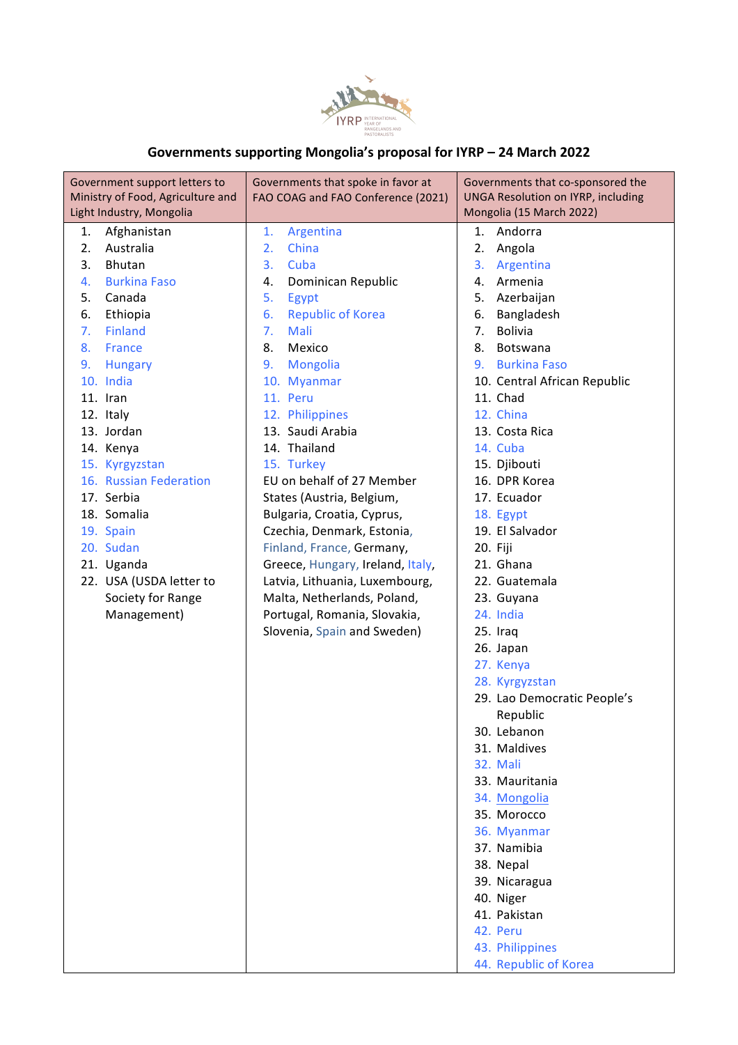## Governments supporting Mongolia's proposal for IYRP – 24 March 2022

| Government support letters to Ministry of Food, Agriculture and Light Industry, Mongolia | Governments that spoke in favor at FAO COAG and FAO Conference (2021) | Governments that co-sponsored the UNGA Resolution on IYRP, including Mongolia (15 March 2022) |
|---|---|---|
| 1. Afghanistan | 1. Argentina | 1. Andorra |
| 2. Australia | 2. China | 2. Angola |
| 3. Bhutan | 3. Cuba | 3. Argentina |
| 4. Burkina Faso | 4. Dominican Republic | 4. Armenia |
| 5. Canada | 5. Egypt | 5. Azerbaijan |
| 6. Ethiopia | 6. Republic of Korea | 6. Bangladesh |
| 7. Finland | 7. Mali | 7. Bolivia |
| 8. France | 8. Mexico | 8. Botswana |
| 9. Hungary | 9. Mongolia | 9. Burkina Faso |
| 10. India | 10. Myanmar | 10. Central African Republic |
| 11. Iran | 11. Peru | 11. Chad |
| 12. Italy | 12. Philippines | 12. China |
| 13. Jordan | 13. Saudi Arabia | 13. Costa Rica |
| 14. Kenya | 14. Thailand | 14. Cuba |
| 15. Kyrgyzstan | 15. Turkey | 15. Djibouti |
| 16. Russian Federation | EU on behalf of 27 Member States (Austria, Belgium, Bulgaria, Croatia, Cyprus, Czechia, Denmark, Estonia, Finland, France, Germany, Greece, Hungary, Ireland, Italy, Latvia, Lithuania, Luxembourg, Malta, Netherlands, Poland, Portugal, Romania, Slovakia, Slovenia, Spain and Sweden) | 16. DPR Korea |
| 17. Serbia | | 17. Ecuador |
| 18. Somalia | | 18. Egypt |
| 19. Spain | | 19. El Salvador |
| 20. Sudan | | 20. Fiji |
| 21. Uganda | | 21. Ghana |
| 22. USA (USDA letter to Society for Range Management) | | 22. Guatemala |
| | | 23. Guyana |
| | | 24. India |
| | | 25. Iraq |
| | | 26. Japan |
| | | 27. Kenya |
| | | 28. Kyrgyzstan |
| | | 29. Lao Democratic People's Republic |
| | | 30. Lebanon |
| | | 31. Maldives |
| | | 32. Mali |
| | | 33. Mauritania |
| | | 34. Mongolia |
| | | 35. Morocco |
| | | 36. Myanmar |
| | | 37. Namibia |
| | | 38. Nepal |
| | | 39. Nicaragua |
| | | 40. Niger |
| | | 41. Pakistan |
| | | 42. Peru |
| | | 43. Philippines |
| | | 44. Republic of Korea |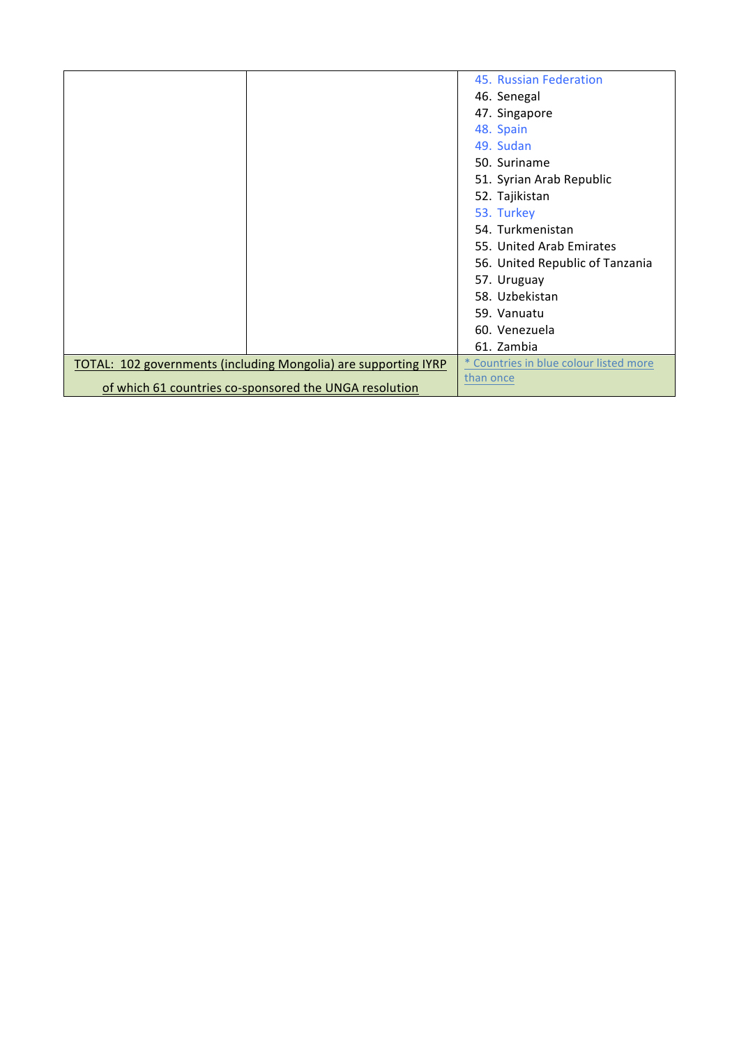| | | |
|---|---|---|
| | | 45. Russian Federation<br>46. Senegal<br>47. Singapore<br>48. Spain<br>49. Sudan<br>50. Suriname<br>51. Syrian Arab Republic<br>52. Tajikistan<br>53. Turkey<br>54. Turkmenistan<br>55. United Arab Emirates<br>56. United Republic of Tanzania<br>57. Uruguay<br>58. Uzbekistan<br>59. Vanuatu<br>60. Venezuela<br>61. Zambia |
| TOTAL: 102 governments (including Mongolia) are supporting IYRP of which 61 countries co-sponsored the UNGA resolution | | * Countries in blue colour listed more than once |